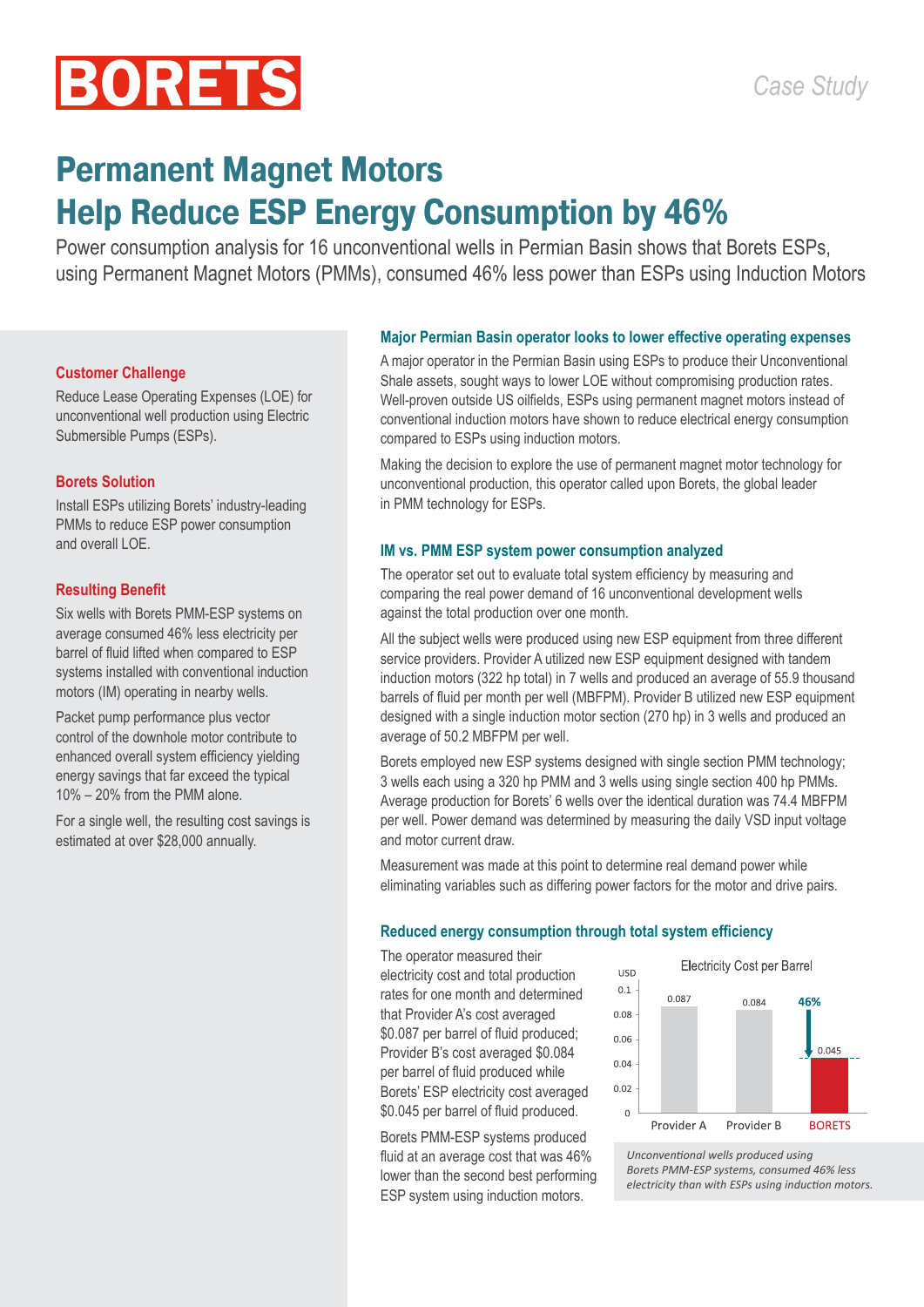BORETS

*Case Study*

# Permanent Magnet Motors Help Reduce ESP Energy Consumption by 46%

Power consumption analysis for 16 unconventional wells in Permian Basin shows that Borets ESPs, using Permanent Magnet Motors (PMMs), consumed 46% less power than ESPs using Induction Motors

### Customer Challenge

Reduce Lease Operating Expenses (LOE) for unconventional well production using Electric Submersible Pumps (ESPs).

### Borets Solution

Install ESPs utilizing Borets' industry-leading PMMs to reduce ESP power consumption and overall LOE.

### Resulting Benefit

Six wells with Borets PMM-ESP systems on average consumed 46% less electricity per barrel of fluid lifted when compared to ESP systems installed with conventional induction motors (IM) operating in nearby wells.

Packet pump performance plus vector control of the downhole motor contribute to enhanced overall system efficiency yielding energy savings that far exceed the typical 10% – 20% from the PMM alone.

For a single well, the resulting cost savings is estimated at over $28,000 annually.

## Major Permian Basin operator looks to lower effective operating expenses

A major operator in the Permian Basin using ESPs to produce their Unconventional Shale assets, sought ways to lower LOE without compromising production rates. Well-proven outside US oilfields, ESPs using permanent magnet motors instead of conventional induction motors have shown to reduce electrical energy consumption compared to ESPs using induction motors.

Making the decision to explore the use of permanent magnet motor technology for unconventional production, this operator called upon Borets, the global leader in PMM technology for ESPs.

## IM vs. PMM ESP system power consumption analyzed

The operator set out to evaluate total system efficiency by measuring and comparing the real power demand of 16 unconventional development wells against the total production over one month.

All the subject wells were produced using new ESP equipment from three different service providers. Provider A utilized new ESP equipment designed with tandem induction motors (322 hp total) in 7 wells and produced an average of 55.9 thousand barrels of fluid per month per well (MBFPM). Provider B utilized new ESP equipment designed with a single induction motor section (270 hp) in 3 wells and produced an average of 50.2 MBFPM per well.

Borets employed new ESP systems designed with single section PMM technology; 3 wells each using a 320 hp PMM and 3 wells using single section 400 hp PMMs. Average production for Borets' 6 wells over the identical duration was 74.4 MBFPM per well. Power demand was determined by measuring the daily VSD input voltage and motor current draw.

Measurement was made at this point to determine real demand power while eliminating variables such as differing power factors for the motor and drive pairs.

## Reduced energy consumption through total system efficiency

The operator measured their electricity cost and total production rates for one month and determined that Provider A's cost averaged $0.087 per barrel of fluid produced; Provider B's cost averaged $0.084 per barrel of fluid produced while Borets' ESP electricity cost averaged $0.045 per barrel of fluid produced.

Borets PMM-ESP systems produced fluid at an average cost that was 46% lower than the second best performing ESP system using induction motors.

**Electricity Cost per Barrel (USD)**

| Provider | Cost per Barrel |
|---|---|
| Provider A | 0.087 |
| Provider B | 0.084 |
| BORETS | 0.045 (46%) |

*Unconventional wells produced using Borets PMM-ESP systems, consumed 46% less electricity than with ESPs using induction motors.*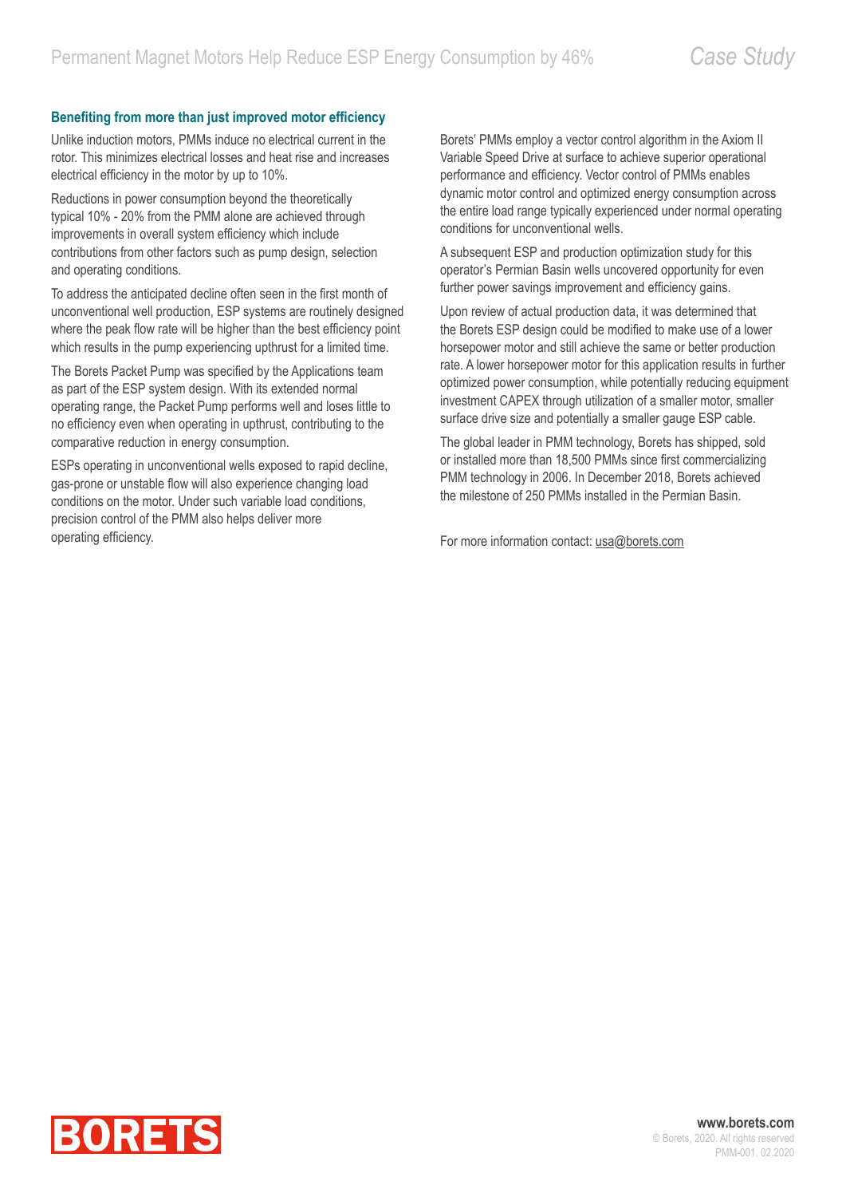## Benefiting from more than just improved motor efficiency

Unlike induction motors, PMMs induce no electrical current in the rotor. This minimizes electrical losses and heat rise and increases electrical efficiency in the motor by up to 10%.

Reductions in power consumption beyond the theoretically typical 10% - 20% from the PMM alone are achieved through improvements in overall system efficiency which include contributions from other factors such as pump design, selection and operating conditions.

To address the anticipated decline often seen in the first month of unconventional well production, ESP systems are routinely designed where the peak flow rate will be higher than the best efficiency point which results in the pump experiencing upthrust for a limited time.

The Borets Packet Pump was specified by the Applications team as part of the ESP system design. With its extended normal operating range, the Packet Pump performs well and loses little to no efficiency even when operating in upthrust, contributing to the comparative reduction in energy consumption.

ESPs operating in unconventional wells exposed to rapid decline, gas-prone or unstable flow will also experience changing load conditions on the motor. Under such variable load conditions, precision control of the PMM also helps deliver more operating efficiency.

Borets' PMMs employ a vector control algorithm in the Axiom II Variable Speed Drive at surface to achieve superior operational performance and efficiency. Vector control of PMMs enables dynamic motor control and optimized energy consumption across the entire load range typically experienced under normal operating conditions for unconventional wells.

A subsequent ESP and production optimization study for this operator's Permian Basin wells uncovered opportunity for even further power savings improvement and efficiency gains.

Upon review of actual production data, it was determined that the Borets ESP design could be modified to make use of a lower horsepower motor and still achieve the same or better production rate. A lower horsepower motor for this application results in further optimized power consumption, while potentially reducing equipment investment CAPEX through utilization of a smaller motor, smaller surface drive size and potentially a smaller gauge ESP cable.

The global leader in PMM technology, Borets has shipped, sold or installed more than 18,500 PMMs since first commercializing PMM technology in 2006. In December 2018, Borets achieved the milestone of 250 PMMs installed in the Permian Basin.

For more information contact: usa@borets.com

BORETS

**www.borets.com**
© Borets, 2020. All rights reserved
PMM-001, 02.2020